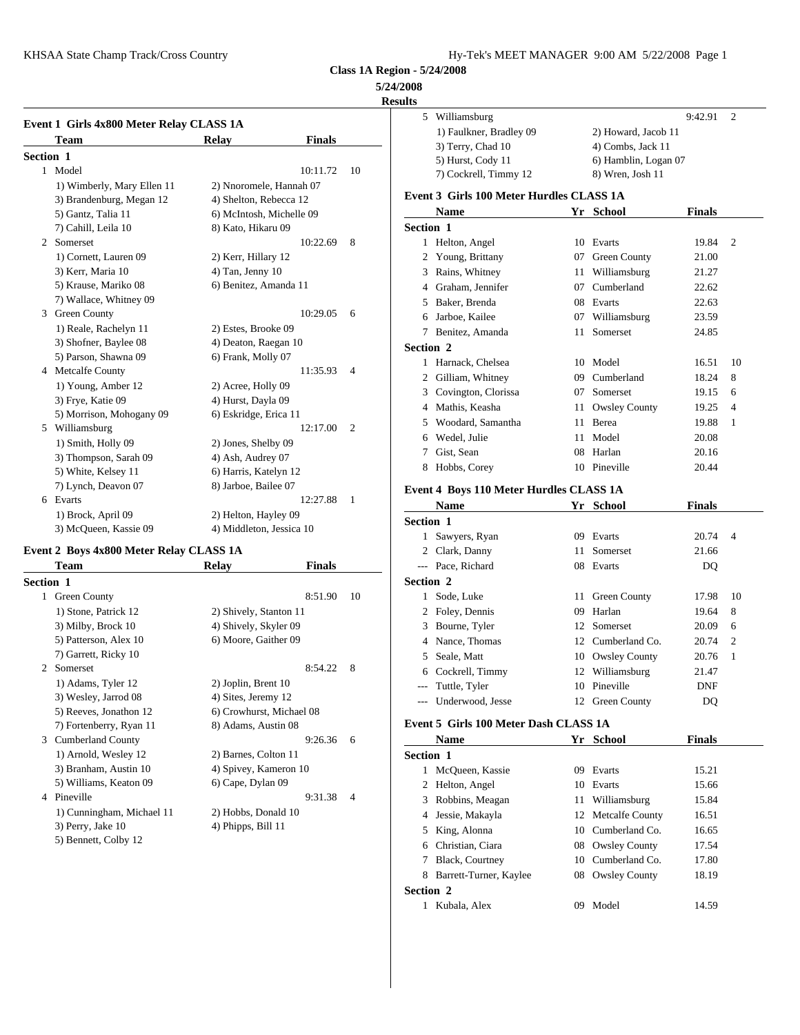**Class 1A Region - 5/24/2008**

**5/24/2008**

**Results**

### Event 1 Girls 4x800 Meter Relay CLASS 1A

| Team | Relay | Finals | |
|---|---|---|---|
| **Section 1** | | | |
| 1 Model | | 10:11.72 | 10 |
| 1) Wimberly, Mary Ellen 11 | 2) Nnoromele, Hannah 07 | | |
| 3) Brandenburg, Megan 12 | 4) Shelton, Rebecca 12 | | |
| 5) Gantz, Talia 11 | 6) McIntosh, Michelle 09 | | |
| 7) Cahill, Leila 10 | 8) Kato, Hikaru 09 | | |
| 2 Somerset | | 10:22.69 | 8 |
| 1) Cornett, Lauren 09 | 2) Kerr, Hillary 12 | | |
| 3) Kerr, Maria 10 | 4) Tan, Jenny 10 | | |
| 5) Krause, Mariko 08 | 6) Benitez, Amanda 11 | | |
| 7) Wallace, Whitney 09 | | | |
| 3 Green County | | 10:29.05 | 6 |
| 1) Reale, Rachelyn 11 | 2) Estes, Brooke 09 | | |
| 3) Shofner, Baylee 08 | 4) Deaton, Raegan 10 | | |
| 5) Parson, Shawna 09 | 6) Frank, Molly 07 | | |
| 4 Metcalfe County | | 11:35.93 | 4 |
| 1) Young, Amber 12 | 2) Acree, Holly 09 | | |
| 3) Frye, Katie 09 | 4) Hurst, Dayla 09 | | |
| 5) Morrison, Mohogany 09 | 6) Eskridge, Erica 11 | | |
| 5 Williamsburg | | 12:17.00 | 2 |
| 1) Smith, Holly 09 | 2) Jones, Shelby 09 | | |
| 3) Thompson, Sarah 09 | 4) Ash, Audrey 07 | | |
| 5) White, Kelsey 11 | 6) Harris, Katelyn 12 | | |
| 7) Lynch, Deavon 07 | 8) Jarboe, Bailee 07 | | |
| 6 Evarts | | 12:27.88 | 1 |
| 1) Brock, April 09 | 2) Helton, Hayley 09 | | |
| 3) McQueen, Kassie 09 | 4) Middleton, Jessica 10 | | |

### Event 2 Boys 4x800 Meter Relay CLASS 1A

| Team | Relay | Finals | |
|---|---|---|---|
| **Section 1** | | | |
| 1 Green County | | 8:51.90 | 10 |
| 1) Stone, Patrick 12 | 2) Shively, Stanton 11 | | |
| 3) Milby, Brock 10 | 4) Shively, Skyler 09 | | |
| 5) Patterson, Alex 10 | 6) Moore, Gaither 09 | | |
| 7) Garrett, Ricky 10 | | | |
| 2 Somerset | | 8:54.22 | 8 |
| 1) Adams, Tyler 12 | 2) Joplin, Brent 10 | | |
| 3) Wesley, Jarrod 08 | 4) Sites, Jeremy 12 | | |
| 5) Reeves, Jonathon 12 | 6) Crowhurst, Michael 08 | | |
| 7) Fortenberry, Ryan 11 | 8) Adams, Austin 08 | | |
| 3 Cumberland County | | 9:26.36 | 6 |
| 1) Arnold, Wesley 12 | 2) Barnes, Colton 11 | | |
| 3) Branham, Austin 10 | 4) Spivey, Kameron 10 | | |
| 5) Williams, Keaton 09 | 6) Cape, Dylan 09 | | |
| 4 Pineville | | 9:31.38 | 4 |
| 1) Cunningham, Michael 11 | 2) Hobbs, Donald 10 | | |
| 3) Perry, Jake 10 | 4) Phipps, Bill 11 | | |
| 5) Bennett, Colby 12 | | | |
| 5 Williamsburg | | 9:42.91 | 2 |
| 1) Faulkner, Bradley 09 | 2) Howard, Jacob 11 | | |
| 3) Terry, Chad 10 | 4) Combs, Jack 11 | | |
| 5) Hurst, Cody 11 | 6) Hamblin, Logan 07 | | |
| 7) Cockrell, Timmy 12 | 8) Wren, Josh 11 | | |

### Event 3 Girls 100 Meter Hurdles CLASS 1A

| Name | Yr | School | Finals | |
|---|---|---|---|---|
| **Section 1** | | | | |
| 1 Helton, Angel | 10 | Evarts | 19.84 | 2 |
| 2 Young, Brittany | 07 | Green County | 21.00 | |
| 3 Rains, Whitney | 11 | Williamsburg | 21.27 | |
| 4 Graham, Jennifer | 07 | Cumberland | 22.62 | |
| 5 Baker, Brenda | 08 | Evarts | 22.63 | |
| 6 Jarboe, Kailee | 07 | Williamsburg | 23.59 | |
| 7 Benitez, Amanda | 11 | Somerset | 24.85 | |
| **Section 2** | | | | |
| 1 Harnack, Chelsea | 10 | Model | 16.51 | 10 |
| 2 Gilliam, Whitney | 09 | Cumberland | 18.24 | 8 |
| 3 Covington, Clorissa | 07 | Somerset | 19.15 | 6 |
| 4 Mathis, Keasha | 11 | Owsley County | 19.25 | 4 |
| 5 Woodard, Samantha | 11 | Berea | 19.88 | 1 |
| 6 Wedel, Julie | 11 | Model | 20.08 | |
| 7 Gist, Sean | 08 | Harlan | 20.16 | |
| 8 Hobbs, Corey | 10 | Pineville | 20.44 | |

### Event 4 Boys 110 Meter Hurdles CLASS 1A

| Name | Yr | School | Finals | |
|---|---|---|---|---|
| **Section 1** | | | | |
| 1 Sawyers, Ryan | 09 | Evarts | 20.74 | 4 |
| 2 Clark, Danny | 11 | Somerset | 21.66 | |
| --- Pace, Richard | 08 | Evarts | DQ | |
| **Section 2** | | | | |
| 1 Sode, Luke | 11 | Green County | 17.98 | 10 |
| 2 Foley, Dennis | 09 | Harlan | 19.64 | 8 |
| 3 Bourne, Tyler | 12 | Somerset | 20.09 | 6 |
| 4 Nance, Thomas | 12 | Cumberland Co. | 20.74 | 2 |
| 5 Seale, Matt | 10 | Owsley County | 20.76 | 1 |
| 6 Cockrell, Timmy | 12 | Williamsburg | 21.47 | |
| --- Tuttle, Tyler | 10 | Pineville | DNF | |
| --- Underwood, Jesse | 12 | Green County | DQ | |

### Event 5 Girls 100 Meter Dash CLASS 1A

| Name | Yr | School | Finals |
|---|---|---|---|
| **Section 1** | | | |
| 1 McQueen, Kassie | 09 | Evarts | 15.21 |
| 2 Helton, Angel | 10 | Evarts | 15.66 |
| 3 Robbins, Meagan | 11 | Williamsburg | 15.84 |
| 4 Jessie, Makayla | 12 | Metcalfe County | 16.51 |
| 5 King, Alonna | 10 | Cumberland Co. | 16.65 |
| 6 Christian, Ciara | 08 | Owsley County | 17.54 |
| 7 Black, Courtney | 10 | Cumberland Co. | 17.80 |
| 8 Barrett-Turner, Kaylee | 08 | Owsley County | 18.19 |
| **Section 2** | | | |
| 1 Kubala, Alex | 09 | Model | 14.59 |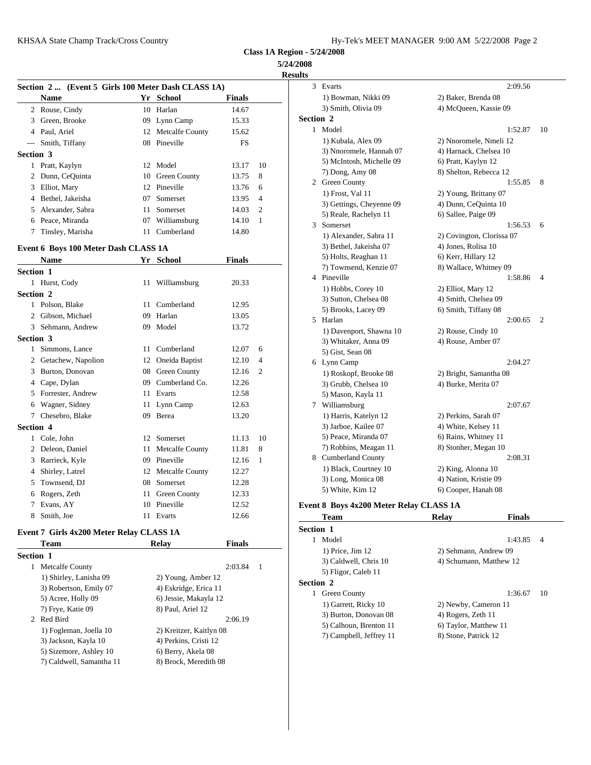**Class 1A Region - 5/24/2008**

**5/24/2008**

**Results**

### Section 2 ... (Event 5 Girls 100 Meter Dash CLASS 1A)

| | Name | Yr | School | Finals | |
|---|---|---|---|---|---|
| 2 | Rouse, Cindy | 10 | Harlan | 14.67 | |
| 3 | Green, Brooke | 09 | Lynn Camp | 15.33 | |
| 4 | Paul, Ariel | 12 | Metcalfe County | 15.62 | |
| --- | Smith, Tiffany | 08 | Pineville | FS | |
| **Section 3** | | | | | |
| 1 | Pratt, Kaylyn | 12 | Model | 13.17 | 10 |
| 2 | Dunn, CeQuinta | 10 | Green County | 13.75 | 8 |
| 3 | Elliot, Mary | 12 | Pineville | 13.76 | 6 |
| 4 | Bethel, Jakeisha | 07 | Somerset | 13.95 | 4 |
| 5 | Alexander, Sabra | 11 | Somerset | 14.03 | 2 |
| 6 | Peace, Miranda | 07 | Williamsburg | 14.10 | 1 |
| 7 | Tinsley, Marisha | 11 | Cumberland | 14.80 | |

### Event 6 Boys 100 Meter Dash CLASS 1A

| | Name | Yr | School | Finals | |
|---|---|---|---|---|---|
| **Section 1** | | | | | |
| 1 | Hurst, Cody | 11 | Williamsburg | 20.33 | |
| **Section 2** | | | | | |
| 1 | Polson, Blake | 11 | Cumberland | 12.95 | |
| 2 | Gibson, Michael | 09 | Harlan | 13.05 | |
| 3 | Sehmann, Andrew | 09 | Model | 13.72 | |
| **Section 3** | | | | | |
| 1 | Simmons, Lance | 11 | Cumberland | 12.07 | 6 |
| 2 | Getachew, Napolion | 12 | Oneida Baptist | 12.10 | 4 |
| 3 | Burton, Donovan | 08 | Green County | 12.16 | 2 |
| 4 | Cape, Dylan | 09 | Cumberland Co. | 12.26 | |
| 5 | Forrester, Andrew | 11 | Evarts | 12.58 | |
| 6 | Wagner, Sidney | 11 | Lynn Camp | 12.63 | |
| 7 | Chesebro, Blake | 09 | Berea | 13.20 | |
| **Section 4** | | | | | |
| 1 | Cole, John | 12 | Somerset | 11.13 | 10 |
| 2 | Deleon, Daniel | 11 | Metcalfe County | 11.81 | 8 |
| 3 | Rarrieck, Kyle | 09 | Pineville | 12.16 | 1 |
| 4 | Shirley, Latrel | 12 | Metcalfe County | 12.27 | |
| 5 | Townsend, DJ | 08 | Somerset | 12.28 | |
| 6 | Rogers, Zeth | 11 | Green County | 12.33 | |
| 7 | Evans, AY | 10 | Pineville | 12.52 | |
| 8 | Smith, Joe | 11 | Evarts | 12.66 | |

### Event 7 Girls 4x200 Meter Relay CLASS 1A

| | Team | Relay | Finals | |
|---|---|---|---|---|
| **Section 1** | | | | |
| 1 | Metcalfe County | | 2:03.84 | 1 |
| | 1) Shirley, Lanisha 09 | 2) Young, Amber 12 | | |
| | 3) Robertson, Emily 07 | 4) Eskridge, Erica 11 | | |
| | 5) Acree, Holly 09 | 6) Jessie, Makayla 12 | | |
| | 7) Frye, Katie 09 | 8) Paul, Ariel 12 | | |
| 2 | Red Bird | | 2:06.19 | |
| | 1) Fogleman, Joella 10 | 2) Kreitzer, Kaitlyn 08 | | |
| | 3) Jackson, Kayla 10 | 4) Perkins, Cristi 12 | | |
| | 5) Sizemore, Ashley 10 | 6) Berry, Akela 08 | | |
| | 7) Caldwell, Samantha 11 | 8) Brock, Meredith 08 | | |
| 3 | Evarts | | 2:09.56 | |
| | 1) Bowman, Nikki 09 | 2) Baker, Brenda 08 | | |
| | 3) Smith, Olivia 09 | 4) McQueen, Kassie 09 | | |
| **Section 2** | | | | |
| 1 | Model | | 1:52.87 | 10 |
| | 1) Kubala, Alex 09 | 2) Nnoromele, Nmeli 12 | | |
| | 3) Nnoromele, Hannah 07 | 4) Harnack, Chelsea 10 | | |
| | 5) McIntosh, Michelle 09 | 6) Pratt, Kaylyn 12 | | |
| | 7) Dong, Amy 08 | 8) Shelton, Rebecca 12 | | |
| 2 | Green County | | 1:55.85 | 8 |
| | 1) Frost, Val 11 | 2) Young, Brittany 07 | | |
| | 3) Gettings, Cheyenne 09 | 4) Dunn, CeQuinta 10 | | |
| | 5) Reale, Rachelyn 11 | 6) Sallee, Paige 09 | | |
| 3 | Somerset | | 1:56.53 | 6 |
| | 1) Alexander, Sabra 11 | 2) Covington, Clorissa 07 | | |
| | 3) Bethel, Jakeisha 07 | 4) Jones, Rolisa 10 | | |
| | 5) Holts, Reaghan 11 | 6) Kerr, Hillary 12 | | |
| | 7) Townsend, Kenzie 07 | 8) Wallace, Whitney 09 | | |
| 4 | Pineville | | 1:58.86 | 4 |
| | 1) Hobbs, Corey 10 | 2) Elliot, Mary 12 | | |
| | 3) Sutton, Chelsea 08 | 4) Smith, Chelsea 09 | | |
| | 5) Brooks, Lacey 09 | 6) Smith, Tiffany 08 | | |
| 5 | Harlan | | 2:00.65 | 2 |
| | 1) Davenport, Shawna 10 | 2) Rouse, Cindy 10 | | |
| | 3) Whitaker, Anna 09 | 4) Rouse, Amber 07 | | |
| | 5) Gist, Sean 08 | | | |
| 6 | Lynn Camp | | 2:04.27 | |
| | 1) Roskopf, Brooke 08 | 2) Bright, Samantha 08 | | |
| | 3) Grubb, Chelsea 10 | 4) Burke, Merita 07 | | |
| | 5) Mason, Kayla 11 | | | |
| 7 | Williamsburg | | 2:07.67 | |
| | 1) Harris, Katelyn 12 | 2) Perkins, Sarah 07 | | |
| | 3) Jarboe, Kailee 07 | 4) White, Kelsey 11 | | |
| | 5) Peace, Miranda 07 | 6) Rains, Whitney 11 | | |
| | 7) Robbins, Meagan 11 | 8) Stonher, Megan 10 | | |
| 8 | Cumberland County | | 2:08.31 | |
| | 1) Black, Courtney 10 | 2) King, Alonna 10 | | |
| | 3) Long, Monica 08 | 4) Nation, Kristie 09 | | |
| | 5) White, Kim 12 | 6) Cooper, Hanah 08 | | |

### Event 8 Boys 4x200 Meter Relay CLASS 1A

| | Team | Relay | Finals | |
|---|---|---|---|---|
| **Section 1** | | | | |
| 1 | Model | | 1:43.85 | 4 |
| | 1) Price, Jim 12 | 2) Sehmann, Andrew 09 | | |
| | 3) Caldwell, Chris 10 | 4) Schumann, Matthew 12 | | |
| | 5) Fligor, Caleb 11 | | | |
| **Section 2** | | | | |
| 1 | Green County | | 1:36.67 | 10 |
| | 1) Garrett, Ricky 10 | 2) Newby, Cameron 11 | | |
| | 3) Burton, Donovan 08 | 4) Rogers, Zeth 11 | | |
| | 5) Calhoun, Brenton 11 | 6) Taylor, Matthew 11 | | |
| | 7) Campbell, Jeffrey 11 | 8) Stone, Patrick 12 | | |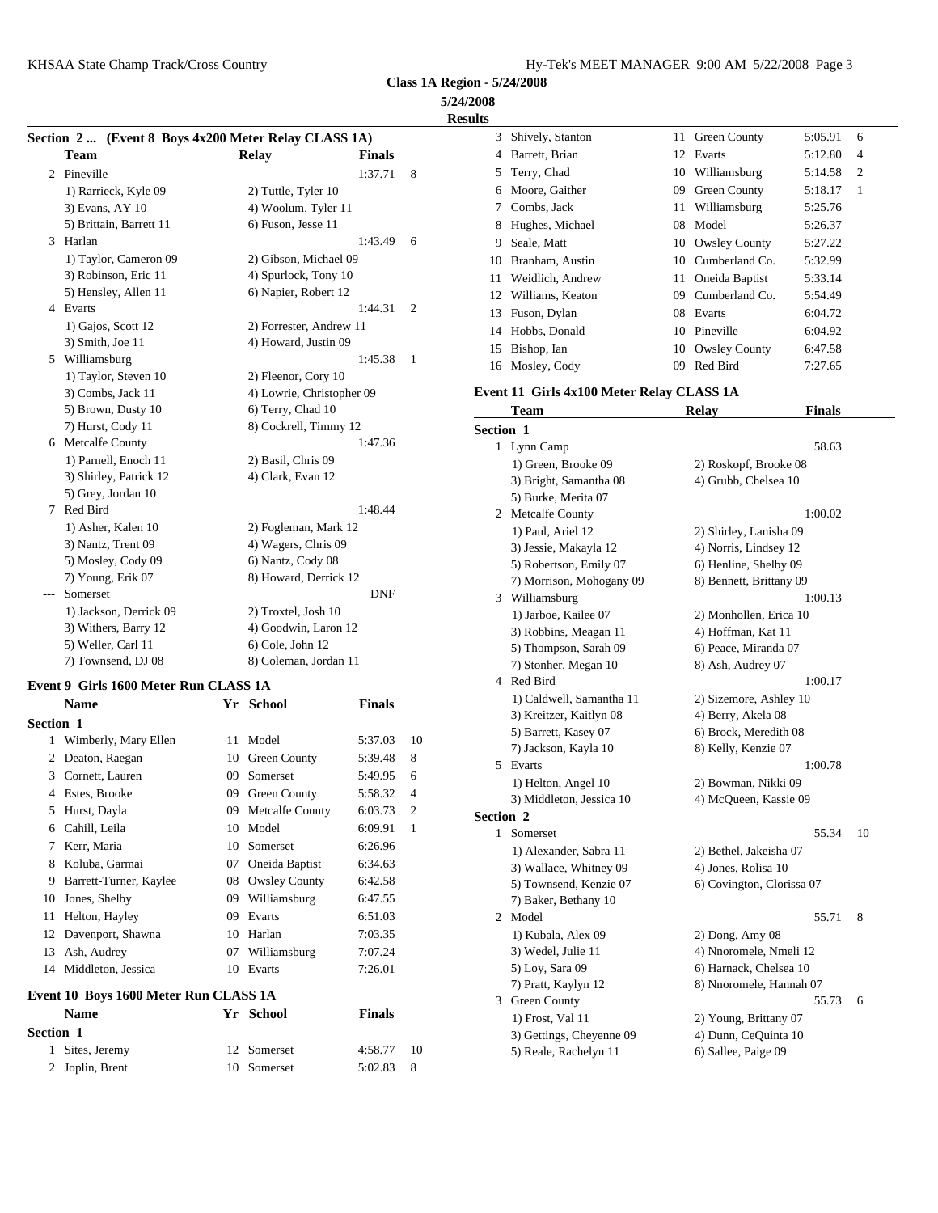**Class 1A Region - 5/24/2008**

**5/24/2008**

**Results**

### Section 2 ... (Event 8 Boys 4x200 Meter Relay CLASS 1A)

| | Team | Relay | Finals | |
|---|---|---|---|---|
| 2 | Pineville | | 1:37.71 | 8 |
| | 1) Rarrieck, Kyle 09 | 2) Tuttle, Tyler 10 | | |
| | 3) Evans, AY 10 | 4) Woolum, Tyler 11 | | |
| | 5) Brittain, Barrett 11 | 6) Fuson, Jesse 11 | | |
| 3 | Harlan | | 1:43.49 | 6 |
| | 1) Taylor, Cameron 09 | 2) Gibson, Michael 09 | | |
| | 3) Robinson, Eric 11 | 4) Spurlock, Tony 10 | | |
| | 5) Hensley, Allen 11 | 6) Napier, Robert 12 | | |
| 4 | Evarts | | 1:44.31 | 2 |
| | 1) Gajos, Scott 12 | 2) Forrester, Andrew 11 | | |
| | 3) Smith, Joe 11 | 4) Howard, Justin 09 | | |
| 5 | Williamsburg | | 1:45.38 | 1 |
| | 1) Taylor, Steven 10 | 2) Fleenor, Cory 10 | | |
| | 3) Combs, Jack 11 | 4) Lowrie, Christopher 09 | | |
| | 5) Brown, Dusty 10 | 6) Terry, Chad 10 | | |
| | 7) Hurst, Cody 11 | 8) Cockrell, Timmy 12 | | |
| 6 | Metcalfe County | | 1:47.36 | |
| | 1) Parnell, Enoch 11 | 2) Basil, Chris 09 | | |
| | 3) Shirley, Patrick 12 | 4) Clark, Evan 12 | | |
| | 5) Grey, Jordan 10 | | | |
| 7 | Red Bird | | 1:48.44 | |
| | 1) Asher, Kalen 10 | 2) Fogleman, Mark 12 | | |
| | 3) Nantz, Trent 09 | 4) Wagers, Chris 09 | | |
| | 5) Mosley, Cody 09 | 6) Nantz, Cody 08 | | |
| | 7) Young, Erik 07 | 8) Howard, Derrick 12 | | |
| --- | Somerset | | DNF | |
| | 1) Jackson, Derrick 09 | 2) Troxtel, Josh 10 | | |
| | 3) Withers, Barry 12 | 4) Goodwin, Laron 12 | | |
| | 5) Weller, Carl 11 | 6) Cole, John 12 | | |
| | 7) Townsend, DJ 08 | 8) Coleman, Jordan 11 | | |

### Event 9 Girls 1600 Meter Run CLASS 1A

| | Name | Yr | School | Finals | |
|---|---|---|---|---|---|
| **Section 1** | | | | | |
| 1 | Wimberly, Mary Ellen | 11 | Model | 5:37.03 | 10 |
| 2 | Deaton, Raegan | 10 | Green County | 5:39.48 | 8 |
| 3 | Cornett, Lauren | 09 | Somerset | 5:49.95 | 6 |
| 4 | Estes, Brooke | 09 | Green County | 5:58.32 | 4 |
| 5 | Hurst, Dayla | 09 | Metcalfe County | 6:03.73 | 2 |
| 6 | Cahill, Leila | 10 | Model | 6:09.91 | 1 |
| 7 | Kerr, Maria | 10 | Somerset | 6:26.96 | |
| 8 | Koluba, Garmai | 07 | Oneida Baptist | 6:34.63 | |
| 9 | Barrett-Turner, Kaylee | 08 | Owsley County | 6:42.58 | |
| 10 | Jones, Shelby | 09 | Williamsburg | 6:47.55 | |
| 11 | Helton, Hayley | 09 | Evarts | 6:51.03 | |
| 12 | Davenport, Shawna | 10 | Harlan | 7:03.35 | |
| 13 | Ash, Audrey | 07 | Williamsburg | 7:07.24 | |
| 14 | Middleton, Jessica | 10 | Evarts | 7:26.01 | |

### Event 10 Boys 1600 Meter Run CLASS 1A

| | Name | Yr | School | Finals | |
|---|---|---|---|---|---|
| **Section 1** | | | | | |
| 1 | Sites, Jeremy | 12 | Somerset | 4:58.77 | 10 |
| 2 | Joplin, Brent | 10 | Somerset | 5:02.83 | 8 |
| 3 | Shively, Stanton | 11 | Green County | 5:05.91 | 6 |
| 4 | Barrett, Brian | 12 | Evarts | 5:12.80 | 4 |
| 5 | Terry, Chad | 10 | Williamsburg | 5:14.58 | 2 |
| 6 | Moore, Gaither | 09 | Green County | 5:18.17 | 1 |
| 7 | Combs, Jack | 11 | Williamsburg | 5:25.76 | |
| 8 | Hughes, Michael | 08 | Model | 5:26.37 | |
| 9 | Seale, Matt | 10 | Owsley County | 5:27.22 | |
| 10 | Branham, Austin | 10 | Cumberland Co. | 5:32.99 | |
| 11 | Weidlich, Andrew | 11 | Oneida Baptist | 5:33.14 | |
| 12 | Williams, Keaton | 09 | Cumberland Co. | 5:54.49 | |
| 13 | Fuson, Dylan | 08 | Evarts | 6:04.72 | |
| 14 | Hobbs, Donald | 10 | Pineville | 6:04.92 | |
| 15 | Bishop, Ian | 10 | Owsley County | 6:47.58 | |
| 16 | Mosley, Cody | 09 | Red Bird | 7:27.65 | |

### Event 11 Girls 4x100 Meter Relay CLASS 1A

| | Team | Relay | Finals | |
|---|---|---|---|---|
| **Section 1** | | | | |
| 1 | Lynn Camp | | 58.63 | |
| | 1) Green, Brooke 09 | 2) Roskopf, Brooke 08 | | |
| | 3) Bright, Samantha 08 | 4) Grubb, Chelsea 10 | | |
| | 5) Burke, Merita 07 | | | |
| 2 | Metcalfe County | | 1:00.02 | |
| | 1) Paul, Ariel 12 | 2) Shirley, Lanisha 09 | | |
| | 3) Jessie, Makayla 12 | 4) Norris, Lindsey 12 | | |
| | 5) Robertson, Emily 07 | 6) Henline, Shelby 09 | | |
| | 7) Morrison, Mohogany 09 | 8) Bennett, Brittany 09 | | |
| 3 | Williamsburg | | 1:00.13 | |
| | 1) Jarboe, Kailee 07 | 2) Monhollen, Erica 10 | | |
| | 3) Robbins, Meagan 11 | 4) Hoffman, Kat 11 | | |
| | 5) Thompson, Sarah 09 | 6) Peace, Miranda 07 | | |
| | 7) Stonher, Megan 10 | 8) Ash, Audrey 07 | | |
| 4 | Red Bird | | 1:00.17 | |
| | 1) Caldwell, Samantha 11 | 2) Sizemore, Ashley 10 | | |
| | 3) Kreitzer, Kaitlyn 08 | 4) Berry, Akela 08 | | |
| | 5) Barrett, Kasey 07 | 6) Brock, Meredith 08 | | |
| | 7) Jackson, Kayla 10 | 8) Kelly, Kenzie 07 | | |
| 5 | Evarts | | 1:00.78 | |
| | 1) Helton, Angel 10 | 2) Bowman, Nikki 09 | | |
| | 3) Middleton, Jessica 10 | 4) McQueen, Kassie 09 | | |
| **Section 2** | | | | |
| 1 | Somerset | | 55.34 | 10 |
| | 1) Alexander, Sabra 11 | 2) Bethel, Jakeisha 07 | | |
| | 3) Wallace, Whitney 09 | 4) Jones, Rolisa 10 | | |
| | 5) Townsend, Kenzie 07 | 6) Covington, Clorissa 07 | | |
| | 7) Baker, Bethany 10 | | | |
| 2 | Model | | 55.71 | 8 |
| | 1) Kubala, Alex 09 | 2) Dong, Amy 08 | | |
| | 3) Wedel, Julie 11 | 4) Nnoromele, Nmeli 12 | | |
| | 5) Loy, Sara 09 | 6) Harnack, Chelsea 10 | | |
| | 7) Pratt, Kaylyn 12 | 8) Nnoromele, Hannah 07 | | |
| 3 | Green County | | 55.73 | 6 |
| | 1) Frost, Val 11 | 2) Young, Brittany 07 | | |
| | 3) Gettings, Cheyenne 09 | 4) Dunn, CeQuinta 10 | | |
| | 5) Reale, Rachelyn 11 | 6) Sallee, Paige 09 | | |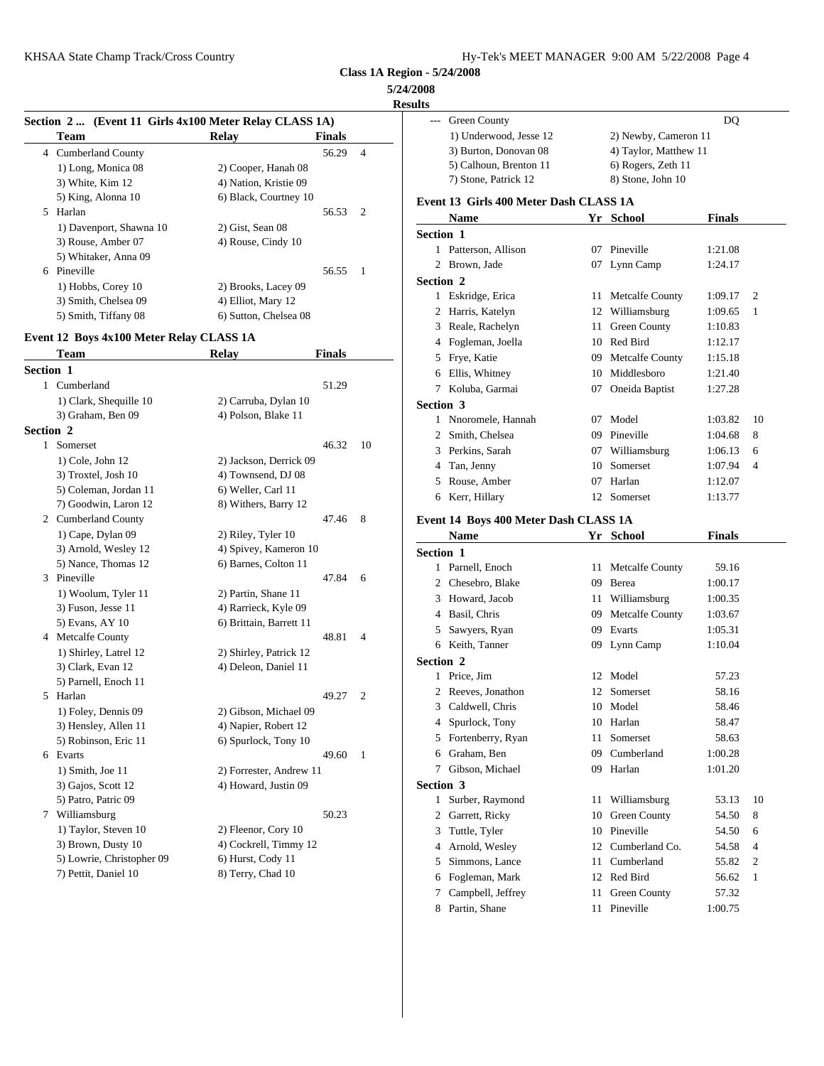**Class 1A Region - 5/24/2008**

**5/24/2008**

**Results**

### Section 2 ... (Event 11 Girls 4x100 Meter Relay CLASS 1A)

| | Team | Relay | Finals | |
|---|---|---|---|---|
| 4 | Cumberland County | | 56.29 | 4 |
| | 1) Long, Monica 08 | 2) Cooper, Hanah 08 | | |
| | 3) White, Kim 12 | 4) Nation, Kristie 09 | | |
| | 5) King, Alonna 10 | 6) Black, Courtney 10 | | |
| 5 | Harlan | | 56.53 | 2 |
| | 1) Davenport, Shawna 10 | 2) Gist, Sean 08 | | |
| | 3) Rouse, Amber 07 | 4) Rouse, Cindy 10 | | |
| | 5) Whitaker, Anna 09 | | | |
| 6 | Pineville | | 56.55 | 1 |
| | 1) Hobbs, Corey 10 | 2) Brooks, Lacey 09 | | |
| | 3) Smith, Chelsea 09 | 4) Elliot, Mary 12 | | |
| | 5) Smith, Tiffany 08 | 6) Sutton, Chelsea 08 | | |

### Event 12 Boys 4x100 Meter Relay CLASS 1A

| | Team | Relay | Finals | |
|---|---|---|---|---|
| **Section 1** | | | | |
| 1 | Cumberland | | 51.29 | |
| | 1) Clark, Shequille 10 | 2) Carruba, Dylan 10 | | |
| | 3) Graham, Ben 09 | 4) Polson, Blake 11 | | |
| **Section 2** | | | | |
| 1 | Somerset | | 46.32 | 10 |
| | 1) Cole, John 12 | 2) Jackson, Derrick 09 | | |
| | 3) Troxtel, Josh 10 | 4) Townsend, DJ 08 | | |
| | 5) Coleman, Jordan 11 | 6) Weller, Carl 11 | | |
| | 7) Goodwin, Laron 12 | 8) Withers, Barry 12 | | |
| 2 | Cumberland County | | 47.46 | 8 |
| | 1) Cape, Dylan 09 | 2) Riley, Tyler 10 | | |
| | 3) Arnold, Wesley 12 | 4) Spivey, Kameron 10 | | |
| | 5) Nance, Thomas 12 | 6) Barnes, Colton 11 | | |
| 3 | Pineville | | 47.84 | 6 |
| | 1) Woolum, Tyler 11 | 2) Partin, Shane 11 | | |
| | 3) Fuson, Jesse 11 | 4) Rarrieck, Kyle 09 | | |
| | 5) Evans, AY 10 | 6) Brittain, Barrett 11 | | |
| 4 | Metcalfe County | | 48.81 | 4 |
| | 1) Shirley, Latrel 12 | 2) Shirley, Patrick 12 | | |
| | 3) Clark, Evan 12 | 4) Deleon, Daniel 11 | | |
| | 5) Parnell, Enoch 11 | | | |
| 5 | Harlan | | 49.27 | 2 |
| | 1) Foley, Dennis 09 | 2) Gibson, Michael 09 | | |
| | 3) Hensley, Allen 11 | 4) Napier, Robert 12 | | |
| | 5) Robinson, Eric 11 | 6) Spurlock, Tony 10 | | |
| 6 | Evarts | | 49.60 | 1 |
| | 1) Smith, Joe 11 | 2) Forrester, Andrew 11 | | |
| | 3) Gajos, Scott 12 | 4) Howard, Justin 09 | | |
| | 5) Patro, Patric 09 | | | |
| 7 | Williamsburg | | 50.23 | |
| | 1) Taylor, Steven 10 | 2) Fleenor, Cory 10 | | |
| | 3) Brown, Dusty 10 | 4) Cockrell, Timmy 12 | | |
| | 5) Lowrie, Christopher 09 | 6) Hurst, Cody 11 | | |
| | 7) Pettit, Daniel 10 | 8) Terry, Chad 10 | | |
| --- | Green County | | DQ | |
| | 1) Underwood, Jesse 12 | 2) Newby, Cameron 11 | | |
| | 3) Burton, Donovan 08 | 4) Taylor, Matthew 11 | | |
| | 5) Calhoun, Brenton 11 | 6) Rogers, Zeth 11 | | |
| | 7) Stone, Patrick 12 | 8) Stone, John 10 | | |

### Event 13 Girls 400 Meter Dash CLASS 1A

| | Name | Yr | School | Finals | |
|---|---|---|---|---|---|
| **Section 1** | | | | | |
| 1 | Patterson, Allison | 07 | Pineville | 1:21.08 | |
| 2 | Brown, Jade | 07 | Lynn Camp | 1:24.17 | |
| **Section 2** | | | | | |
| 1 | Eskridge, Erica | 11 | Metcalfe County | 1:09.17 | 2 |
| 2 | Harris, Katelyn | 12 | Williamsburg | 1:09.65 | 1 |
| 3 | Reale, Rachelyn | 11 | Green County | 1:10.83 | |
| 4 | Fogleman, Joella | 10 | Red Bird | 1:12.17 | |
| 5 | Frye, Katie | 09 | Metcalfe County | 1:15.18 | |
| 6 | Ellis, Whitney | 10 | Middlesboro | 1:21.40 | |
| 7 | Koluba, Garmai | 07 | Oneida Baptist | 1:27.28 | |
| **Section 3** | | | | | |
| 1 | Nnoromele, Hannah | 07 | Model | 1:03.82 | 10 |
| 2 | Smith, Chelsea | 09 | Pineville | 1:04.68 | 8 |
| 3 | Perkins, Sarah | 07 | Williamsburg | 1:06.13 | 6 |
| 4 | Tan, Jenny | 10 | Somerset | 1:07.94 | 4 |
| 5 | Rouse, Amber | 07 | Harlan | 1:12.07 | |
| 6 | Kerr, Hillary | 12 | Somerset | 1:13.77 | |

### Event 14 Boys 400 Meter Dash CLASS 1A

| | Name | Yr | School | Finals | |
|---|---|---|---|---|---|
| **Section 1** | | | | | |
| 1 | Parnell, Enoch | 11 | Metcalfe County | 59.16 | |
| 2 | Chesebro, Blake | 09 | Berea | 1:00.17 | |
| 3 | Howard, Jacob | 11 | Williamsburg | 1:00.35 | |
| 4 | Basil, Chris | 09 | Metcalfe County | 1:03.67 | |
| 5 | Sawyers, Ryan | 09 | Evarts | 1:05.31 | |
| 6 | Keith, Tanner | 09 | Lynn Camp | 1:10.04 | |
| **Section 2** | | | | | |
| 1 | Price, Jim | 12 | Model | 57.23 | |
| 2 | Reeves, Jonathon | 12 | Somerset | 58.16 | |
| 3 | Caldwell, Chris | 10 | Model | 58.46 | |
| 4 | Spurlock, Tony | 10 | Harlan | 58.47 | |
| 5 | Fortenberry, Ryan | 11 | Somerset | 58.63 | |
| 6 | Graham, Ben | 09 | Cumberland | 1:00.28 | |
| 7 | Gibson, Michael | 09 | Harlan | 1:01.20 | |
| **Section 3** | | | | | |
| 1 | Surber, Raymond | 11 | Williamsburg | 53.13 | 10 |
| 2 | Garrett, Ricky | 10 | Green County | 54.50 | 8 |
| 3 | Tuttle, Tyler | 10 | Pineville | 54.50 | 6 |
| 4 | Arnold, Wesley | 12 | Cumberland Co. | 54.58 | 4 |
| 5 | Simmons, Lance | 11 | Cumberland | 55.82 | 2 |
| 6 | Fogleman, Mark | 12 | Red Bird | 56.62 | 1 |
| 7 | Campbell, Jeffrey | 11 | Green County | 57.32 | |
| 8 | Partin, Shane | 11 | Pineville | 1:00.75 | |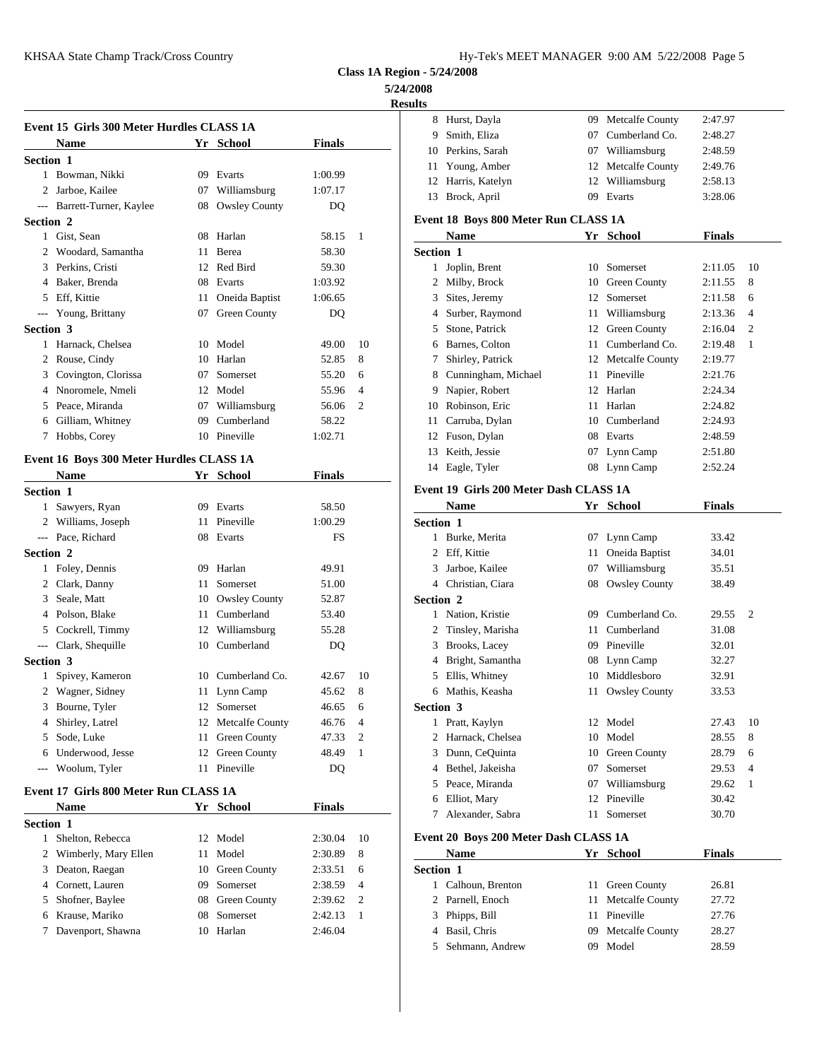**Class 1A Region - 5/24/2008**

**5/24/2008**

**Results**

### Event 15 Girls 300 Meter Hurdles CLASS 1A

| | Name | Yr | School | Finals | |
|---|---|---|---|---|---|
| **Section 1** | | | | | |
| 1 | Bowman, Nikki | 09 | Evarts | 1:00.99 | |
| 2 | Jarboe, Kailee | 07 | Williamsburg | 1:07.17 | |
| --- | Barrett-Turner, Kaylee | 08 | Owsley County | DQ | |
| **Section 2** | | | | | |
| 1 | Gist, Sean | 08 | Harlan | 58.15 | 1 |
| 2 | Woodard, Samantha | 11 | Berea | 58.30 | |
| 3 | Perkins, Cristi | 12 | Red Bird | 59.30 | |
| 4 | Baker, Brenda | 08 | Evarts | 1:03.92 | |
| 5 | Eff, Kittie | 11 | Oneida Baptist | 1:06.65 | |
| --- | Young, Brittany | 07 | Green County | DQ | |
| **Section 3** | | | | | |
| 1 | Harnack, Chelsea | 10 | Model | 49.00 | 10 |
| 2 | Rouse, Cindy | 10 | Harlan | 52.85 | 8 |
| 3 | Covington, Clorissa | 07 | Somerset | 55.20 | 6 |
| 4 | Nnoromele, Nmeli | 12 | Model | 55.96 | 4 |
| 5 | Peace, Miranda | 07 | Williamsburg | 56.06 | 2 |
| 6 | Gilliam, Whitney | 09 | Cumberland | 58.22 | |
| 7 | Hobbs, Corey | 10 | Pineville | 1:02.71 | |

### Event 16 Boys 300 Meter Hurdles CLASS 1A

| | Name | Yr | School | Finals | |
|---|---|---|---|---|---|
| **Section 1** | | | | | |
| 1 | Sawyers, Ryan | 09 | Evarts | 58.50 | |
| 2 | Williams, Joseph | 11 | Pineville | 1:00.29 | |
| --- | Pace, Richard | 08 | Evarts | FS | |
| **Section 2** | | | | | |
| 1 | Foley, Dennis | 09 | Harlan | 49.91 | |
| 2 | Clark, Danny | 11 | Somerset | 51.00 | |
| 3 | Seale, Matt | 10 | Owsley County | 52.87 | |
| 4 | Polson, Blake | 11 | Cumberland | 53.40 | |
| 5 | Cockrell, Timmy | 12 | Williamsburg | 55.28 | |
| --- | Clark, Shequille | 10 | Cumberland | DQ | |
| **Section 3** | | | | | |
| 1 | Spivey, Kameron | 10 | Cumberland Co. | 42.67 | 10 |
| 2 | Wagner, Sidney | 11 | Lynn Camp | 45.62 | 8 |
| 3 | Bourne, Tyler | 12 | Somerset | 46.65 | 6 |
| 4 | Shirley, Latrel | 12 | Metcalfe County | 46.76 | 4 |
| 5 | Sode, Luke | 11 | Green County | 47.33 | 2 |
| 6 | Underwood, Jesse | 12 | Green County | 48.49 | 1 |
| --- | Woolum, Tyler | 11 | Pineville | DQ | |

### Event 17 Girls 800 Meter Run CLASS 1A

| | Name | Yr | School | Finals | |
|---|---|---|---|---|---|
| **Section 1** | | | | | |
| 1 | Shelton, Rebecca | 12 | Model | 2:30.04 | 10 |
| 2 | Wimberly, Mary Ellen | 11 | Model | 2:30.89 | 8 |
| 3 | Deaton, Raegan | 10 | Green County | 2:33.51 | 6 |
| 4 | Cornett, Lauren | 09 | Somerset | 2:38.59 | 4 |
| 5 | Shofner, Baylee | 08 | Green County | 2:39.62 | 2 |
| 6 | Krause, Mariko | 08 | Somerset | 2:42.13 | 1 |
| 7 | Davenport, Shawna | 10 | Harlan | 2:46.04 | |
| 8 | Hurst, Dayla | 09 | Metcalfe County | 2:47.97 | |
| 9 | Smith, Eliza | 07 | Cumberland Co. | 2:48.27 | |
| 10 | Perkins, Sarah | 07 | Williamsburg | 2:48.59 | |
| 11 | Young, Amber | 12 | Metcalfe County | 2:49.76 | |
| 12 | Harris, Katelyn | 12 | Williamsburg | 2:58.13 | |
| 13 | Brock, April | 09 | Evarts | 3:28.06 | |

### Event 18 Boys 800 Meter Run CLASS 1A

| | Name | Yr | School | Finals | |
|---|---|---|---|---|---|
| **Section 1** | | | | | |
| 1 | Joplin, Brent | 10 | Somerset | 2:11.05 | 10 |
| 2 | Milby, Brock | 10 | Green County | 2:11.55 | 8 |
| 3 | Sites, Jeremy | 12 | Somerset | 2:11.58 | 6 |
| 4 | Surber, Raymond | 11 | Williamsburg | 2:13.36 | 4 |
| 5 | Stone, Patrick | 12 | Green County | 2:16.04 | 2 |
| 6 | Barnes, Colton | 11 | Cumberland Co. | 2:19.48 | 1 |
| 7 | Shirley, Patrick | 12 | Metcalfe County | 2:19.77 | |
| 8 | Cunningham, Michael | 11 | Pineville | 2:21.76 | |
| 9 | Napier, Robert | 12 | Harlan | 2:24.34 | |
| 10 | Robinson, Eric | 11 | Harlan | 2:24.82 | |
| 11 | Carruba, Dylan | 10 | Cumberland | 2:24.93 | |
| 12 | Fuson, Dylan | 08 | Evarts | 2:48.59 | |
| 13 | Keith, Jessie | 07 | Lynn Camp | 2:51.80 | |
| 14 | Eagle, Tyler | 08 | Lynn Camp | 2:52.24 | |

### Event 19 Girls 200 Meter Dash CLASS 1A

| | Name | Yr | School | Finals | |
|---|---|---|---|---|---|
| **Section 1** | | | | | |
| 1 | Burke, Merita | 07 | Lynn Camp | 33.42 | |
| 2 | Eff, Kittie | 11 | Oneida Baptist | 34.01 | |
| 3 | Jarboe, Kailee | 07 | Williamsburg | 35.51 | |
| 4 | Christian, Ciara | 08 | Owsley County | 38.49 | |
| **Section 2** | | | | | |
| 1 | Nation, Kristie | 09 | Cumberland Co. | 29.55 | 2 |
| 2 | Tinsley, Marisha | 11 | Cumberland | 31.08 | |
| 3 | Brooks, Lacey | 09 | Pineville | 32.01 | |
| 4 | Bright, Samantha | 08 | Lynn Camp | 32.27 | |
| 5 | Ellis, Whitney | 10 | Middlesboro | 32.91 | |
| 6 | Mathis, Keasha | 11 | Owsley County | 33.53 | |
| **Section 3** | | | | | |
| 1 | Pratt, Kaylyn | 12 | Model | 27.43 | 10 |
| 2 | Harnack, Chelsea | 10 | Model | 28.55 | 8 |
| 3 | Dunn, CeQuinta | 10 | Green County | 28.79 | 6 |
| 4 | Bethel, Jakeisha | 07 | Somerset | 29.53 | 4 |
| 5 | Peace, Miranda | 07 | Williamsburg | 29.62 | 1 |
| 6 | Elliot, Mary | 12 | Pineville | 30.42 | |
| 7 | Alexander, Sabra | 11 | Somerset | 30.70 | |

### Event 20 Boys 200 Meter Dash CLASS 1A

| | Name | Yr | School | Finals |
|---|---|---|---|---|
| **Section 1** | | | | |
| 1 | Calhoun, Brenton | 11 | Green County | 26.81 |
| 2 | Parnell, Enoch | 11 | Metcalfe County | 27.72 |
| 3 | Phipps, Bill | 11 | Pineville | 27.76 |
| 4 | Basil, Chris | 09 | Metcalfe County | 28.27 |
| 5 | Sehmann, Andrew | 09 | Model | 28.59 |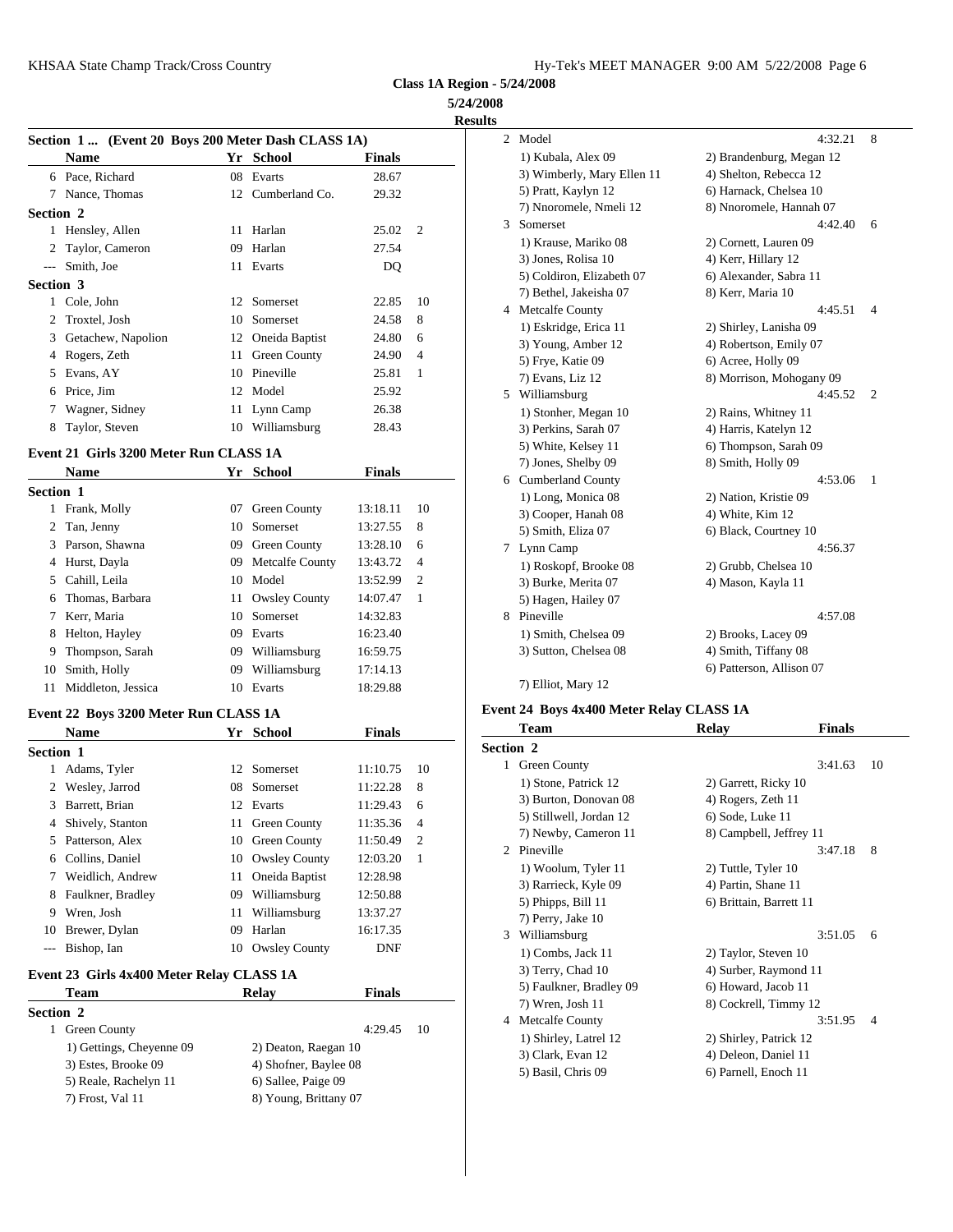**Class 1A Region - 5/24/2008**

**5/24/2008**

**Results**

### Section 1 ... (Event 20 Boys 200 Meter Dash CLASS 1A)

| | Name | Yr | School | Finals | |
|---|---|---|---|---|---|
| 6 | Pace, Richard | 08 | Evarts | 28.67 | |
| 7 | Nance, Thomas | 12 | Cumberland Co. | 29.32 | |
| **Section 2** | | | | | |
| 1 | Hensley, Allen | 11 | Harlan | 25.02 | 2 |
| 2 | Taylor, Cameron | 09 | Harlan | 27.54 | |
| --- | Smith, Joe | 11 | Evarts | DQ | |
| **Section 3** | | | | | |
| 1 | Cole, John | 12 | Somerset | 22.85 | 10 |
| 2 | Troxtel, Josh | 10 | Somerset | 24.58 | 8 |
| 3 | Getachew, Napolion | 12 | Oneida Baptist | 24.80 | 6 |
| 4 | Rogers, Zeth | 11 | Green County | 24.90 | 4 |
| 5 | Evans, AY | 10 | Pineville | 25.81 | 1 |
| 6 | Price, Jim | 12 | Model | 25.92 | |
| 7 | Wagner, Sidney | 11 | Lynn Camp | 26.38 | |
| 8 | Taylor, Steven | 10 | Williamsburg | 28.43 | |

### Event 21 Girls 3200 Meter Run CLASS 1A

| | Name | Yr | School | Finals | |
|---|---|---|---|---|---|
| **Section 1** | | | | | |
| 1 | Frank, Molly | 07 | Green County | 13:18.11 | 10 |
| 2 | Tan, Jenny | 10 | Somerset | 13:27.55 | 8 |
| 3 | Parson, Shawna | 09 | Green County | 13:28.10 | 6 |
| 4 | Hurst, Dayla | 09 | Metcalfe County | 13:43.72 | 4 |
| 5 | Cahill, Leila | 10 | Model | 13:52.99 | 2 |
| 6 | Thomas, Barbara | 11 | Owsley County | 14:07.47 | 1 |
| 7 | Kerr, Maria | 10 | Somerset | 14:32.83 | |
| 8 | Helton, Hayley | 09 | Evarts | 16:23.40 | |
| 9 | Thompson, Sarah | 09 | Williamsburg | 16:59.75 | |
| 10 | Smith, Holly | 09 | Williamsburg | 17:14.13 | |
| 11 | Middleton, Jessica | 10 | Evarts | 18:29.88 | |

### Event 22 Boys 3200 Meter Run CLASS 1A

| | Name | Yr | School | Finals | |
|---|---|---|---|---|---|
| **Section 1** | | | | | |
| 1 | Adams, Tyler | 12 | Somerset | 11:10.75 | 10 |
| 2 | Wesley, Jarrod | 08 | Somerset | 11:22.28 | 8 |
| 3 | Barrett, Brian | 12 | Evarts | 11:29.43 | 6 |
| 4 | Shively, Stanton | 11 | Green County | 11:35.36 | 4 |
| 5 | Patterson, Alex | 10 | Green County | 11:50.49 | 2 |
| 6 | Collins, Daniel | 10 | Owsley County | 12:03.20 | 1 |
| 7 | Weidlich, Andrew | 11 | Oneida Baptist | 12:28.98 | |
| 8 | Faulkner, Bradley | 09 | Williamsburg | 12:50.88 | |
| 9 | Wren, Josh | 11 | Williamsburg | 13:37.27 | |
| 10 | Brewer, Dylan | 09 | Harlan | 16:17.35 | |
| --- | Bishop, Ian | 10 | Owsley County | DNF | |

### Event 23 Girls 4x400 Meter Relay CLASS 1A

| | Team | Relay | Finals | |
|---|---|---|---|---|
| **Section 2** | | | | |
| 1 | Green County | | 4:29.45 | 10 |
| | 1) Gettings, Cheyenne 09 | 2) Deaton, Raegan 10 | | |
| | 3) Estes, Brooke 09 | 4) Shofner, Baylee 08 | | |
| | 5) Reale, Rachelyn 11 | 6) Sallee, Paige 09 | | |
| | 7) Frost, Val 11 | 8) Young, Brittany 07 | | |
| 2 | Model | | 4:32.21 | 8 |
| | 1) Kubala, Alex 09 | 2) Brandenburg, Megan 12 | | |
| | 3) Wimberly, Mary Ellen 11 | 4) Shelton, Rebecca 12 | | |
| | 5) Pratt, Kaylyn 12 | 6) Harnack, Chelsea 10 | | |
| | 7) Nnoromele, Nmeli 12 | 8) Nnoromele, Hannah 07 | | |
| 3 | Somerset | | 4:42.40 | 6 |
| | 1) Krause, Mariko 08 | 2) Cornett, Lauren 09 | | |
| | 3) Jones, Rolisa 10 | 4) Kerr, Hillary 12 | | |
| | 5) Coldiron, Elizabeth 07 | 6) Alexander, Sabra 11 | | |
| | 7) Bethel, Jakeisha 07 | 8) Kerr, Maria 10 | | |
| 4 | Metcalfe County | | 4:45.51 | 4 |
| | 1) Eskridge, Erica 11 | 2) Shirley, Lanisha 09 | | |
| | 3) Young, Amber 12 | 4) Robertson, Emily 07 | | |
| | 5) Frye, Katie 09 | 6) Acree, Holly 09 | | |
| | 7) Evans, Liz 12 | 8) Morrison, Mohogany 09 | | |
| 5 | Williamsburg | | 4:45.52 | 2 |
| | 1) Stonher, Megan 10 | 2) Rains, Whitney 11 | | |
| | 3) Perkins, Sarah 07 | 4) Harris, Katelyn 12 | | |
| | 5) White, Kelsey 11 | 6) Thompson, Sarah 09 | | |
| | 7) Jones, Shelby 09 | 8) Smith, Holly 09 | | |
| 6 | Cumberland County | | 4:53.06 | 1 |
| | 1) Long, Monica 08 | 2) Nation, Kristie 09 | | |
| | 3) Cooper, Hanah 08 | 4) White, Kim 12 | | |
| | 5) Smith, Eliza 07 | 6) Black, Courtney 10 | | |
| 7 | Lynn Camp | | 4:56.37 | |
| | 1) Roskopf, Brooke 08 | 2) Grubb, Chelsea 10 | | |
| | 3) Burke, Merita 07 | 4) Mason, Kayla 11 | | |
| | 5) Hagen, Hailey 07 | | | |
| 8 | Pineville | | 4:57.08 | |
| | 1) Smith, Chelsea 09 | 2) Brooks, Lacey 09 | | |
| | 3) Sutton, Chelsea 08 | 4) Smith, Tiffany 08 | | |
| | | 6) Patterson, Allison 07 | | |
| | 7) Elliot, Mary 12 | | | |

### Event 24 Boys 4x400 Meter Relay CLASS 1A

| | Team | Relay | Finals | |
|---|---|---|---|---|
| **Section 2** | | | | |
| 1 | Green County | | 3:41.63 | 10 |
| | 1) Stone, Patrick 12 | 2) Garrett, Ricky 10 | | |
| | 3) Burton, Donovan 08 | 4) Rogers, Zeth 11 | | |
| | 5) Stillwell, Jordan 12 | 6) Sode, Luke 11 | | |
| | 7) Newby, Cameron 11 | 8) Campbell, Jeffrey 11 | | |
| 2 | Pineville | | 3:47.18 | 8 |
| | 1) Woolum, Tyler 11 | 2) Tuttle, Tyler 10 | | |
| | 3) Rarrieck, Kyle 09 | 4) Partin, Shane 11 | | |
| | 5) Phipps, Bill 11 | 6) Brittain, Barrett 11 | | |
| | 7) Perry, Jake 10 | | | |
| 3 | Williamsburg | | 3:51.05 | 6 |
| | 1) Combs, Jack 11 | 2) Taylor, Steven 10 | | |
| | 3) Terry, Chad 10 | 4) Surber, Raymond 11 | | |
| | 5) Faulkner, Bradley 09 | 6) Howard, Jacob 11 | | |
| | 7) Wren, Josh 11 | 8) Cockrell, Timmy 12 | | |
| 4 | Metcalfe County | | 3:51.95 | 4 |
| | 1) Shirley, Latrel 12 | 2) Shirley, Patrick 12 | | |
| | 3) Clark, Evan 12 | 4) Deleon, Daniel 11 | | |
| | 5) Basil, Chris 09 | 6) Parnell, Enoch 11 | | |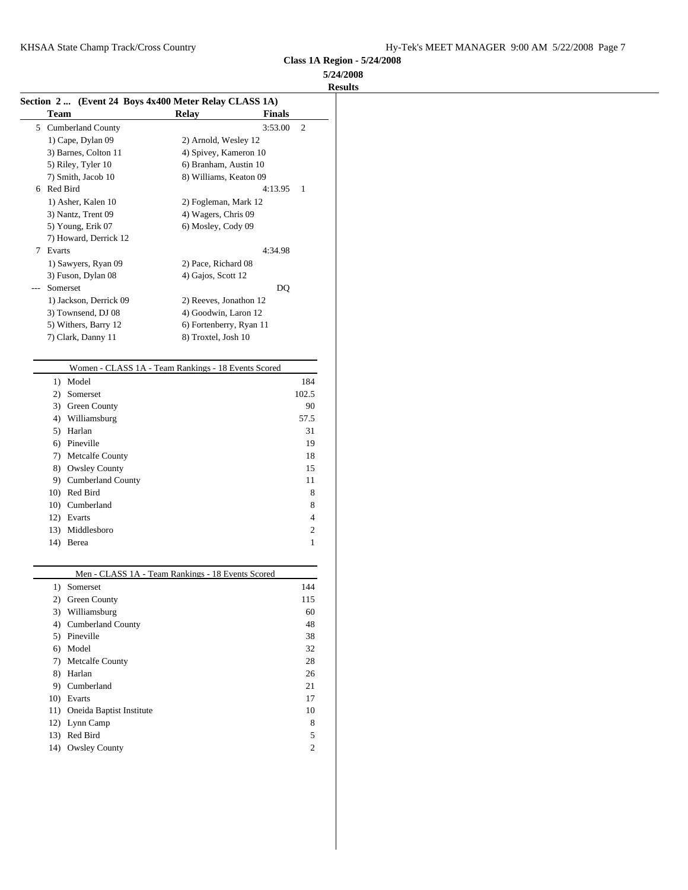**Class 1A Region - 5/24/2008**

**5/24/2008**

**Results**

### Section 2 ... (Event 24 Boys 4x400 Meter Relay CLASS 1A)

| | Team | Relay | Finals | |
|---|---|---|---|---|
| 5 | Cumberland County | | 3:53.00 | 2 |
| | 1) Cape, Dylan 09 | 2) Arnold, Wesley 12 | | |
| | 3) Barnes, Colton 11 | 4) Spivey, Kameron 10 | | |
| | 5) Riley, Tyler 10 | 6) Branham, Austin 10 | | |
| | 7) Smith, Jacob 10 | 8) Williams, Keaton 09 | | |
| 6 | Red Bird | | 4:13.95 | 1 |
| | 1) Asher, Kalen 10 | 2) Fogleman, Mark 12 | | |
| | 3) Nantz, Trent 09 | 4) Wagers, Chris 09 | | |
| | 5) Young, Erik 07 | 6) Mosley, Cody 09 | | |
| | 7) Howard, Derrick 12 | | | |
| 7 | Evarts | | 4:34.98 | |
| | 1) Sawyers, Ryan 09 | 2) Pace, Richard 08 | | |
| | 3) Fuson, Dylan 08 | 4) Gajos, Scott 12 | | |
| --- | Somerset | | DQ | |
| | 1) Jackson, Derrick 09 | 2) Reeves, Jonathon 12 | | |
| | 3) Townsend, DJ 08 | 4) Goodwin, Laron 12 | | |
| | 5) Withers, Barry 12 | 6) Fortenberry, Ryan 11 | | |
| | 7) Clark, Danny 11 | 8) Troxtel, Josh 10 | | |

### Women - CLASS 1A - Team Rankings - 18 Events Scored

| | | |
|---|---|---|
| 1) | Model | 184 |
| 2) | Somerset | 102.5 |
| 3) | Green County | 90 |
| 4) | Williamsburg | 57.5 |
| 5) | Harlan | 31 |
| 6) | Pineville | 19 |
| 7) | Metcalfe County | 18 |
| 8) | Owsley County | 15 |
| 9) | Cumberland County | 11 |
| 10) | Red Bird | 8 |
| 10) | Cumberland | 8 |
| 12) | Evarts | 4 |
| 13) | Middlesboro | 2 |
| 14) | Berea | 1 |

### Men - CLASS 1A - Team Rankings - 18 Events Scored

| | | |
|---|---|---|
| 1) | Somerset | 144 |
| 2) | Green County | 115 |
| 3) | Williamsburg | 60 |
| 4) | Cumberland County | 48 |
| 5) | Pineville | 38 |
| 6) | Model | 32 |
| 7) | Metcalfe County | 28 |
| 8) | Harlan | 26 |
| 9) | Cumberland | 21 |
| 10) | Evarts | 17 |
| 11) | Oneida Baptist Institute | 10 |
| 12) | Lynn Camp | 8 |
| 13) | Red Bird | 5 |
| 14) | Owsley County | 2 |